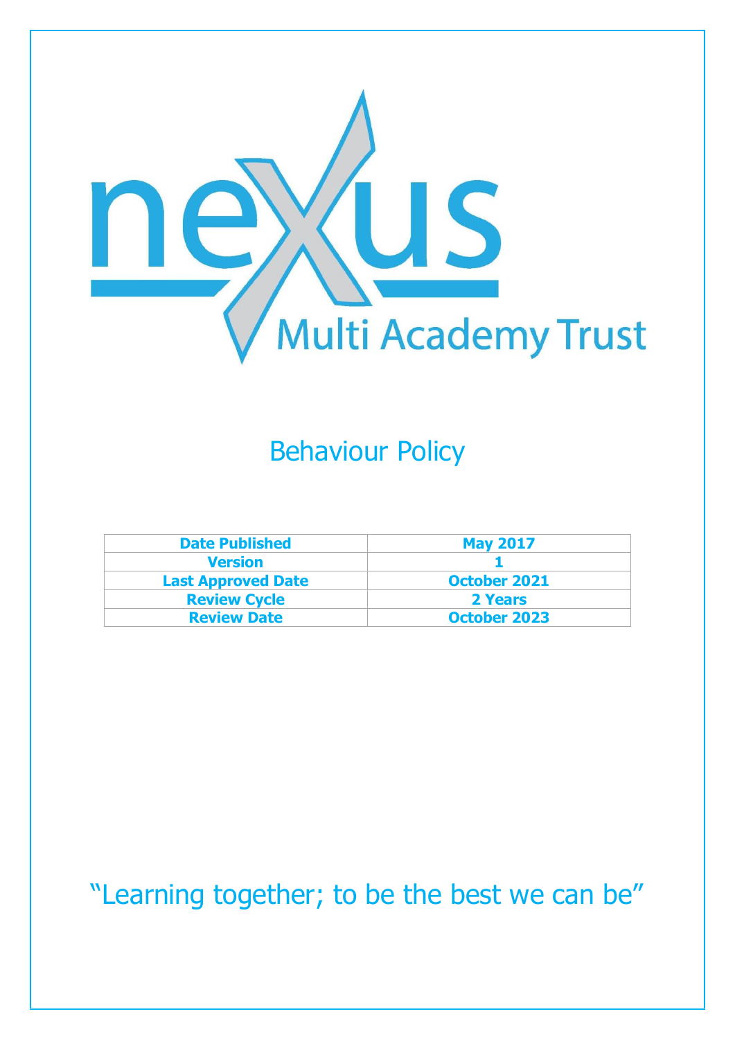nexus

Multi Academy Trust

# Behaviour Policy

| Date Published | May 2017 |
|---|---|
| Version | 1 |
| Last Approved Date | October 2021 |
| Review Cycle | 2 Years |
| Review Date | October 2023 |

"Learning together; to be the best we can be"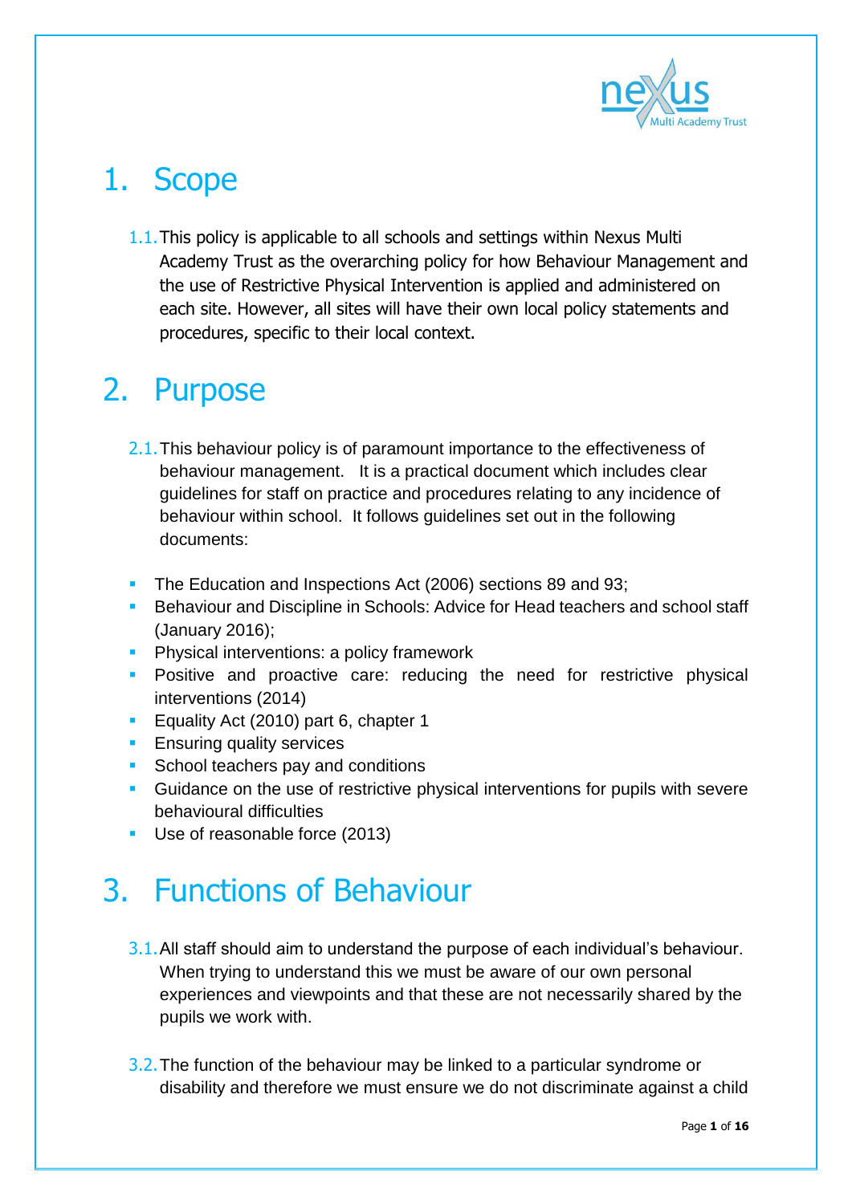# 1. Scope

1.1. This policy is applicable to all schools and settings within Nexus Multi Academy Trust as the overarching policy for how Behaviour Management and the use of Restrictive Physical Intervention is applied and administered on each site. However, all sites will have their own local policy statements and procedures, specific to their local context.

# 2. Purpose

2.1. This behaviour policy is of paramount importance to the effectiveness of behaviour management. It is a practical document which includes clear guidelines for staff on practice and procedures relating to any incidence of behaviour within school. It follows guidelines set out in the following documents:

- The Education and Inspections Act (2006) sections 89 and 93;
- Behaviour and Discipline in Schools: Advice for Head teachers and school staff (January 2016);
- Physical interventions: a policy framework
- Positive and proactive care: reducing the need for restrictive physical interventions (2014)
- Equality Act (2010) part 6, chapter 1
- Ensuring quality services
- School teachers pay and conditions
- Guidance on the use of restrictive physical interventions for pupils with severe behavioural difficulties
- Use of reasonable force (2013)

# 3. Functions of Behaviour

3.1. All staff should aim to understand the purpose of each individual's behaviour. When trying to understand this we must be aware of our own personal experiences and viewpoints and that these are not necessarily shared by the pupils we work with.

3.2. The function of the behaviour may be linked to a particular syndrome or disability and therefore we must ensure we do not discriminate against a child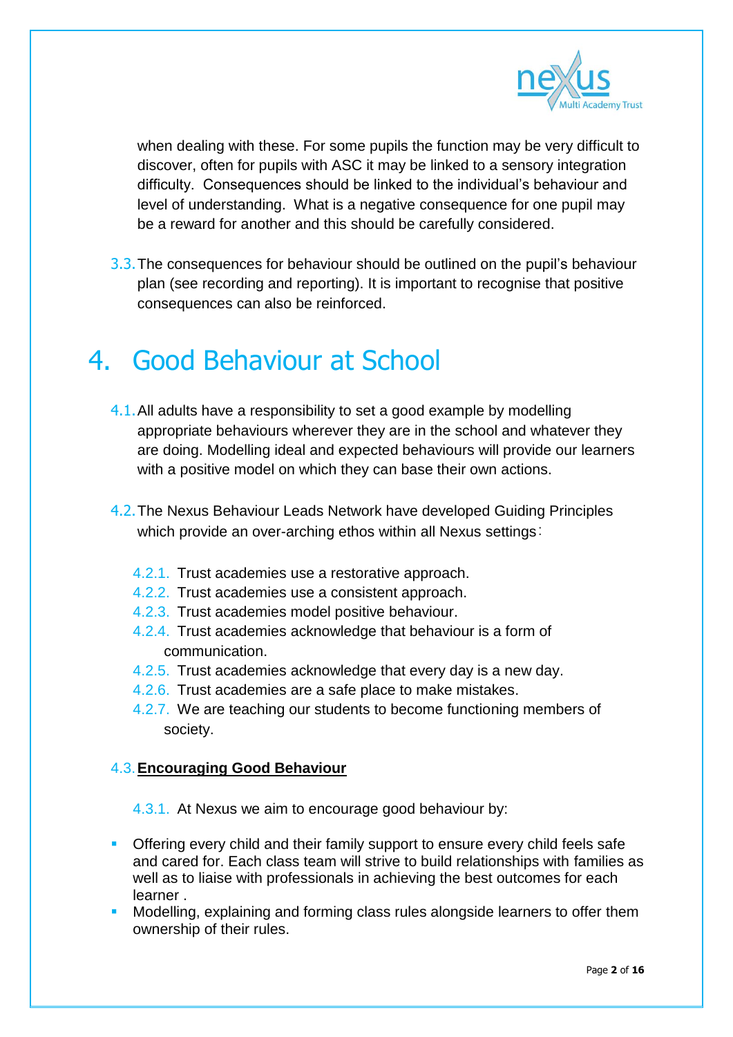when dealing with these. For some pupils the function may be very difficult to discover, often for pupils with ASC it may be linked to a sensory integration difficulty. Consequences should be linked to the individual's behaviour and level of understanding. What is a negative consequence for one pupil may be a reward for another and this should be carefully considered.

3.3. The consequences for behaviour should be outlined on the pupil's behaviour plan (see recording and reporting). It is important to recognise that positive consequences can also be reinforced.

# 4. Good Behaviour at School

4.1. All adults have a responsibility to set a good example by modelling appropriate behaviours wherever they are in the school and whatever they are doing. Modelling ideal and expected behaviours will provide our learners with a positive model on which they can base their own actions.

4.2. The Nexus Behaviour Leads Network have developed Guiding Principles which provide an over-arching ethos within all Nexus settings:

4.2.1. Trust academies use a restorative approach.
4.2.2. Trust academies use a consistent approach.
4.2.3. Trust academies model positive behaviour.
4.2.4. Trust academies acknowledge that behaviour is a form of communication.
4.2.5. Trust academies acknowledge that every day is a new day.
4.2.6. Trust academies are a safe place to make mistakes.
4.2.7. We are teaching our students to become functioning members of society.

4.3. **Encouraging Good Behaviour**

4.3.1. At Nexus we aim to encourage good behaviour by:

- Offering every child and their family support to ensure every child feels safe and cared for. Each class team will strive to build relationships with families as well as to liaise with professionals in achieving the best outcomes for each learner .
- Modelling, explaining and forming class rules alongside learners to offer them ownership of their rules.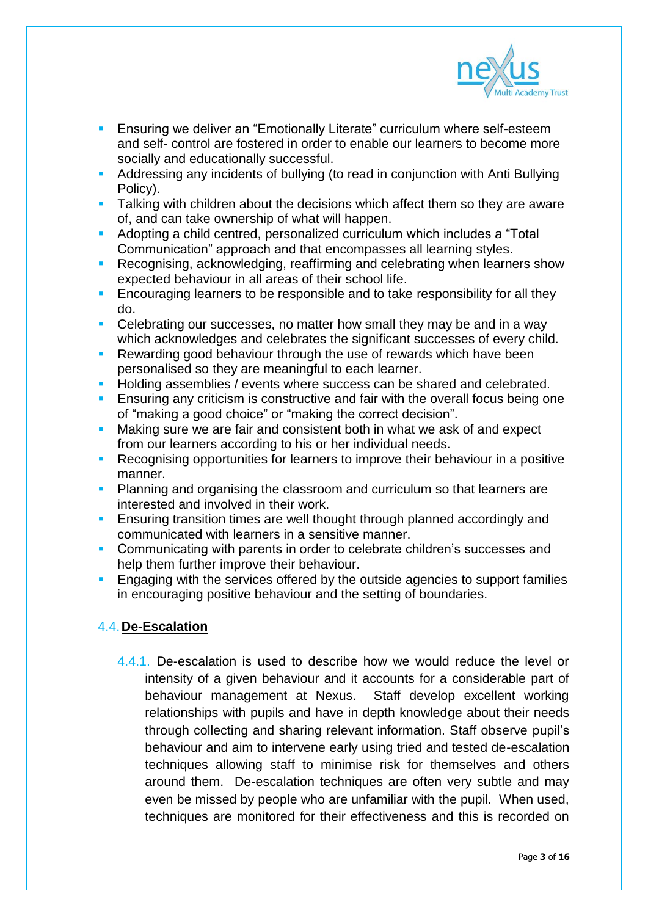- Ensuring we deliver an "Emotionally Literate" curriculum where self-esteem and self- control are fostered in order to enable our learners to become more socially and educationally successful.
- Addressing any incidents of bullying (to read in conjunction with Anti Bullying Policy).
- Talking with children about the decisions which affect them so they are aware of, and can take ownership of what will happen.
- Adopting a child centred, personalized curriculum which includes a "Total Communication" approach and that encompasses all learning styles.
- Recognising, acknowledging, reaffirming and celebrating when learners show expected behaviour in all areas of their school life.
- Encouraging learners to be responsible and to take responsibility for all they do.
- Celebrating our successes, no matter how small they may be and in a way which acknowledges and celebrates the significant successes of every child.
- Rewarding good behaviour through the use of rewards which have been personalised so they are meaningful to each learner.
- Holding assemblies / events where success can be shared and celebrated.
- Ensuring any criticism is constructive and fair with the overall focus being one of "making a good choice" or "making the correct decision".
- Making sure we are fair and consistent both in what we ask of and expect from our learners according to his or her individual needs.
- Recognising opportunities for learners to improve their behaviour in a positive manner.
- Planning and organising the classroom and curriculum so that learners are interested and involved in their work.
- Ensuring transition times are well thought through planned accordingly and communicated with learners in a sensitive manner.
- Communicating with parents in order to celebrate children's successes and help them further improve their behaviour.
- Engaging with the services offered by the outside agencies to support families in encouraging positive behaviour and the setting of boundaries.

## 4.4. De-Escalation

4.4.1. De-escalation is used to describe how we would reduce the level or intensity of a given behaviour and it accounts for a considerable part of behaviour management at Nexus. Staff develop excellent working relationships with pupils and have in depth knowledge about their needs through collecting and sharing relevant information. Staff observe pupil's behaviour and aim to intervene early using tried and tested de-escalation techniques allowing staff to minimise risk for themselves and others around them. De-escalation techniques are often very subtle and may even be missed by people who are unfamiliar with the pupil. When used, techniques are monitored for their effectiveness and this is recorded on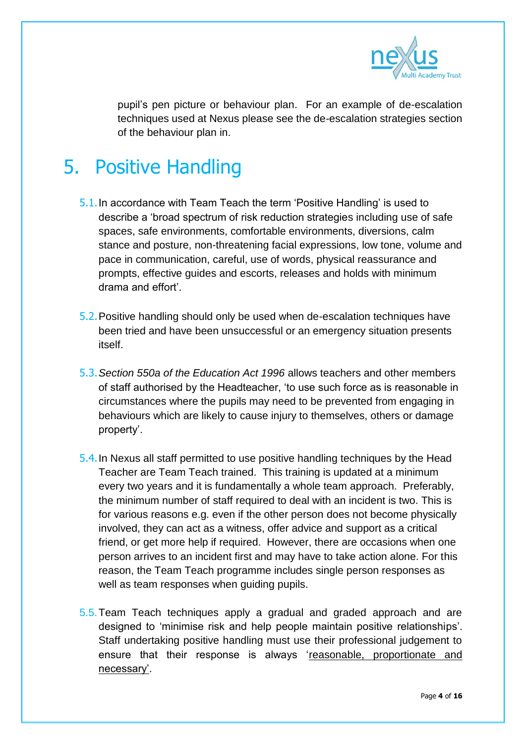pupil's pen picture or behaviour plan. For an example of de-escalation techniques used at Nexus please see the de-escalation strategies section of the behaviour plan in.

# 5. Positive Handling

5.1. In accordance with Team Teach the term 'Positive Handling' is used to describe a 'broad spectrum of risk reduction strategies including use of safe spaces, safe environments, comfortable environments, diversions, calm stance and posture, non-threatening facial expressions, low tone, volume and pace in communication, careful, use of words, physical reassurance and prompts, effective guides and escorts, releases and holds with minimum drama and effort'.

5.2. Positive handling should only be used when de-escalation techniques have been tried and have been unsuccessful or an emergency situation presents itself.

5.3. *Section 550a of the Education Act 1996* allows teachers and other members of staff authorised by the Headteacher, 'to use such force as is reasonable in circumstances where the pupils may need to be prevented from engaging in behaviours which are likely to cause injury to themselves, others or damage property'.

5.4. In Nexus all staff permitted to use positive handling techniques by the Head Teacher are Team Teach trained. This training is updated at a minimum every two years and it is fundamentally a whole team approach. Preferably, the minimum number of staff required to deal with an incident is two. This is for various reasons e.g. even if the other person does not become physically involved, they can act as a witness, offer advice and support as a critical friend, or get more help if required. However, there are occasions when one person arrives to an incident first and may have to take action alone. For this reason, the Team Teach programme includes single person responses as well as team responses when guiding pupils.

5.5. Team Teach techniques apply a gradual and graded approach and are designed to 'minimise risk and help people maintain positive relationships'. Staff undertaking positive handling must use their professional judgement to ensure that their response is always 'reasonable, proportionate and necessary'.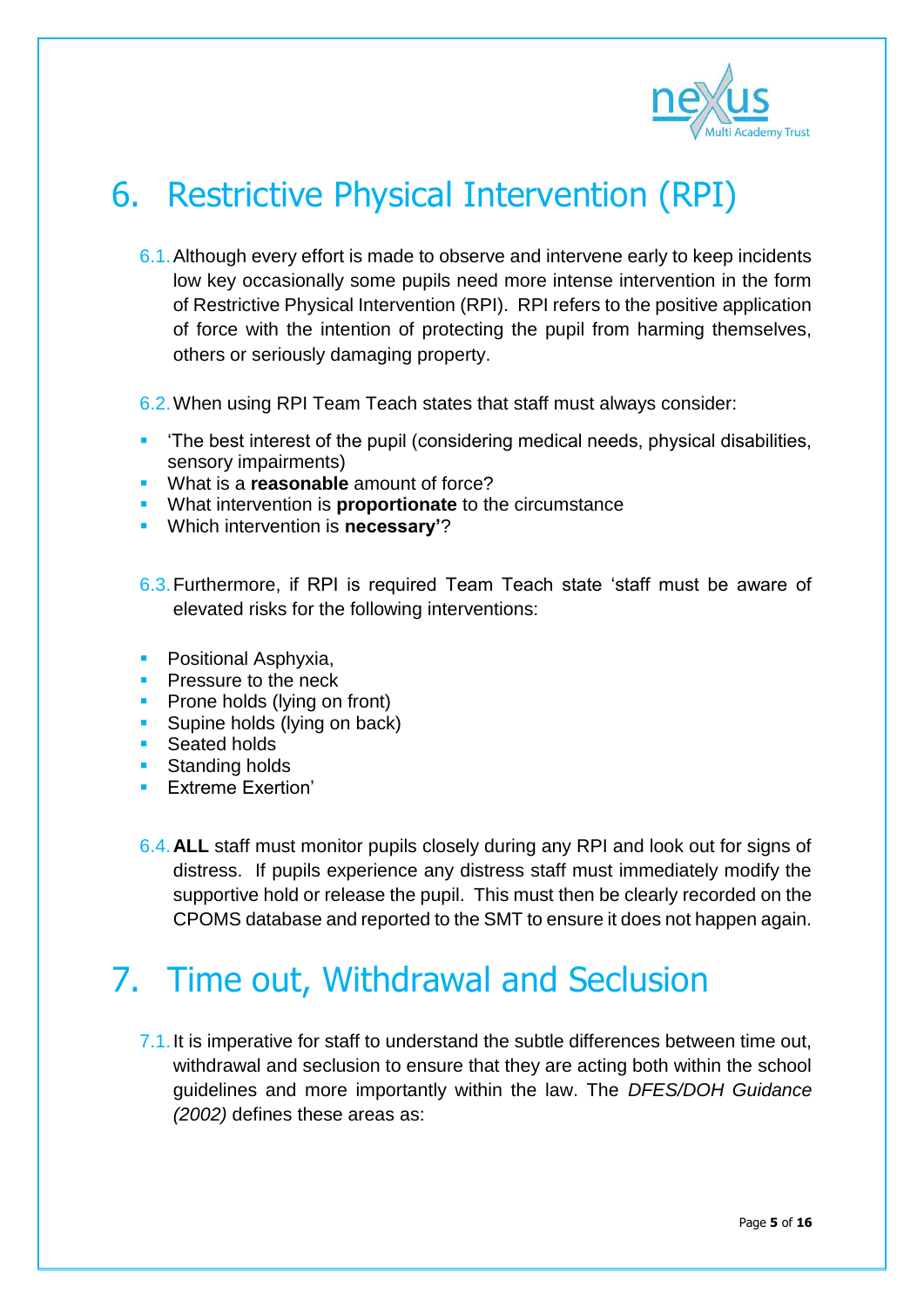# 6. Restrictive Physical Intervention (RPI)

6.1. Although every effort is made to observe and intervene early to keep incidents low key occasionally some pupils need more intense intervention in the form of Restrictive Physical Intervention (RPI). RPI refers to the positive application of force with the intention of protecting the pupil from harming themselves, others or seriously damaging property.

6.2. When using RPI Team Teach states that staff must always consider:

- 'The best interest of the pupil (considering medical needs, physical disabilities, sensory impairments)
- What is a **reasonable** amount of force?
- What intervention is **proportionate** to the circumstance
- Which intervention is **necessary'**?

6.3. Furthermore, if RPI is required Team Teach state 'staff must be aware of elevated risks for the following interventions:

- Positional Asphyxia,
- Pressure to the neck
- Prone holds (lying on front)
- Supine holds (lying on back)
- Seated holds
- Standing holds
- Extreme Exertion'

6.4. **ALL** staff must monitor pupils closely during any RPI and look out for signs of distress. If pupils experience any distress staff must immediately modify the supportive hold or release the pupil. This must then be clearly recorded on the CPOMS database and reported to the SMT to ensure it does not happen again.

# 7. Time out, Withdrawal and Seclusion

7.1. It is imperative for staff to understand the subtle differences between time out, withdrawal and seclusion to ensure that they are acting both within the school guidelines and more importantly within the law. The *DFES/DOH Guidance (2002)* defines these areas as: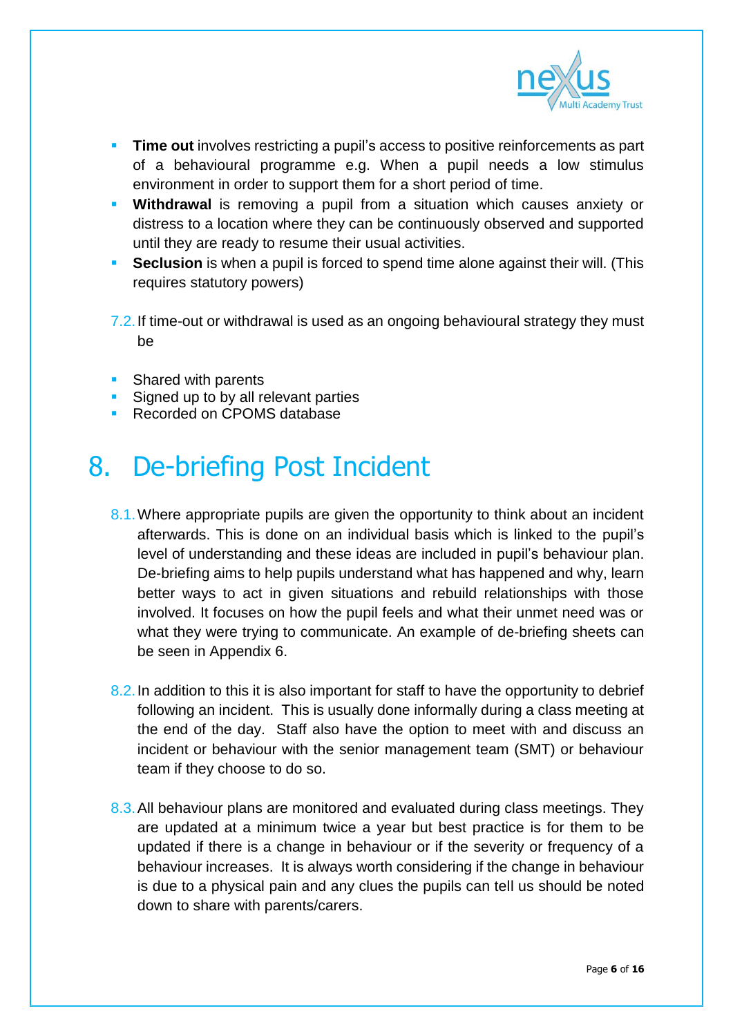- **Time out** involves restricting a pupil's access to positive reinforcements as part of a behavioural programme e.g. When a pupil needs a low stimulus environment in order to support them for a short period of time.
- **Withdrawal** is removing a pupil from a situation which causes anxiety or distress to a location where they can be continuously observed and supported until they are ready to resume their usual activities.
- **Seclusion** is when a pupil is forced to spend time alone against their will. (This requires statutory powers)

7.2. If time-out or withdrawal is used as an ongoing behavioural strategy they must be

- Shared with parents
- Signed up to by all relevant parties
- Recorded on CPOMS database

# 8. De-briefing Post Incident

8.1. Where appropriate pupils are given the opportunity to think about an incident afterwards. This is done on an individual basis which is linked to the pupil's level of understanding and these ideas are included in pupil's behaviour plan. De-briefing aims to help pupils understand what has happened and why, learn better ways to act in given situations and rebuild relationships with those involved. It focuses on how the pupil feels and what their unmet need was or what they were trying to communicate. An example of de-briefing sheets can be seen in Appendix 6.

8.2. In addition to this it is also important for staff to have the opportunity to debrief following an incident. This is usually done informally during a class meeting at the end of the day. Staff also have the option to meet with and discuss an incident or behaviour with the senior management team (SMT) or behaviour team if they choose to do so.

8.3. All behaviour plans are monitored and evaluated during class meetings. They are updated at a minimum twice a year but best practice is for them to be updated if there is a change in behaviour or if the severity or frequency of a behaviour increases. It is always worth considering if the change in behaviour is due to a physical pain and any clues the pupils can tell us should be noted down to share with parents/carers.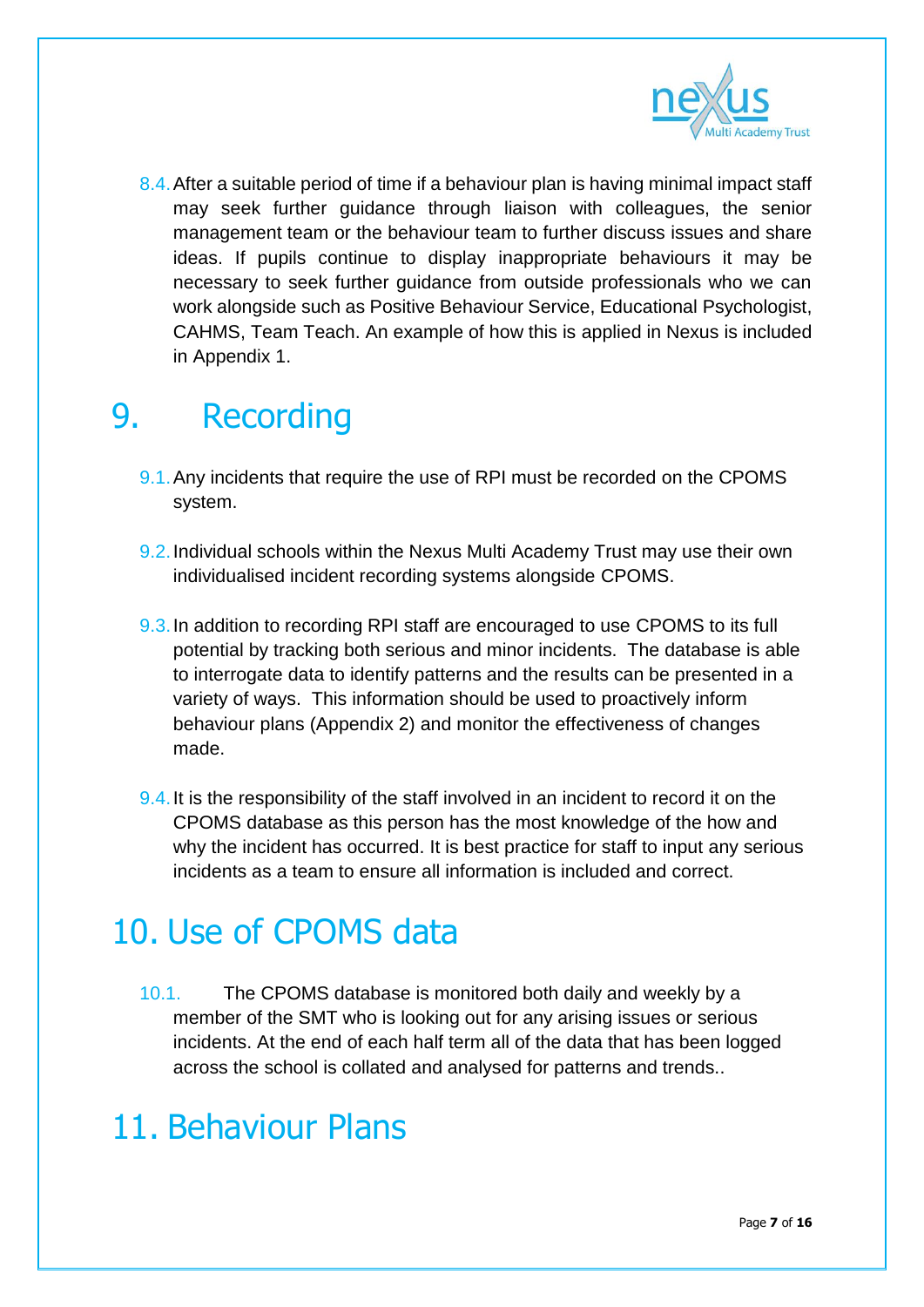8.4. After a suitable period of time if a behaviour plan is having minimal impact staff may seek further guidance through liaison with colleagues, the senior management team or the behaviour team to further discuss issues and share ideas. If pupils continue to display inappropriate behaviours it may be necessary to seek further guidance from outside professionals who we can work alongside such as Positive Behaviour Service, Educational Psychologist, CAHMS, Team Teach. An example of how this is applied in Nexus is included in Appendix 1.

# 9. Recording

9.1. Any incidents that require the use of RPI must be recorded on the CPOMS system.

9.2. Individual schools within the Nexus Multi Academy Trust may use their own individualised incident recording systems alongside CPOMS.

9.3. In addition to recording RPI staff are encouraged to use CPOMS to its full potential by tracking both serious and minor incidents. The database is able to interrogate data to identify patterns and the results can be presented in a variety of ways. This information should be used to proactively inform behaviour plans (Appendix 2) and monitor the effectiveness of changes made.

9.4. It is the responsibility of the staff involved in an incident to record it on the CPOMS database as this person has the most knowledge of the how and why the incident has occurred. It is best practice for staff to input any serious incidents as a team to ensure all information is included and correct.

# 10. Use of CPOMS data

10.1. The CPOMS database is monitored both daily and weekly by a member of the SMT who is looking out for any arising issues or serious incidents. At the end of each half term all of the data that has been logged across the school is collated and analysed for patterns and trends..

# 11. Behaviour Plans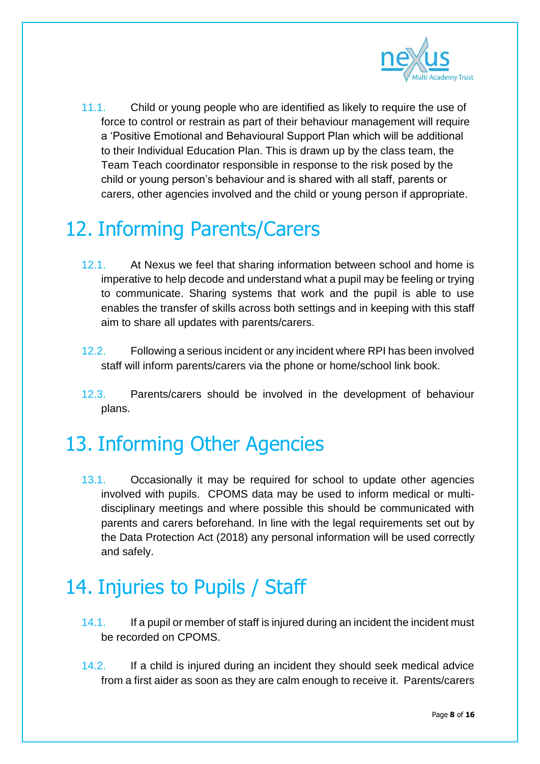11.1. Child or young people who are identified as likely to require the use of force to control or restrain as part of their behaviour management will require a 'Positive Emotional and Behavioural Support Plan which will be additional to their Individual Education Plan. This is drawn up by the class team, the Team Teach coordinator responsible in response to the risk posed by the child or young person's behaviour and is shared with all staff, parents or carers, other agencies involved and the child or young person if appropriate.

# 12. Informing Parents/Carers

12.1. At Nexus we feel that sharing information between school and home is imperative to help decode and understand what a pupil may be feeling or trying to communicate. Sharing systems that work and the pupil is able to use enables the transfer of skills across both settings and in keeping with this staff aim to share all updates with parents/carers.

12.2. Following a serious incident or any incident where RPI has been involved staff will inform parents/carers via the phone or home/school link book.

12.3. Parents/carers should be involved in the development of behaviour plans.

# 13. Informing Other Agencies

13.1. Occasionally it may be required for school to update other agencies involved with pupils. CPOMS data may be used to inform medical or multi-disciplinary meetings and where possible this should be communicated with parents and carers beforehand. In line with the legal requirements set out by the Data Protection Act (2018) any personal information will be used correctly and safely.

# 14. Injuries to Pupils / Staff

14.1. If a pupil or member of staff is injured during an incident the incident must be recorded on CPOMS.

14.2. If a child is injured during an incident they should seek medical advice from a first aider as soon as they are calm enough to receive it. Parents/carers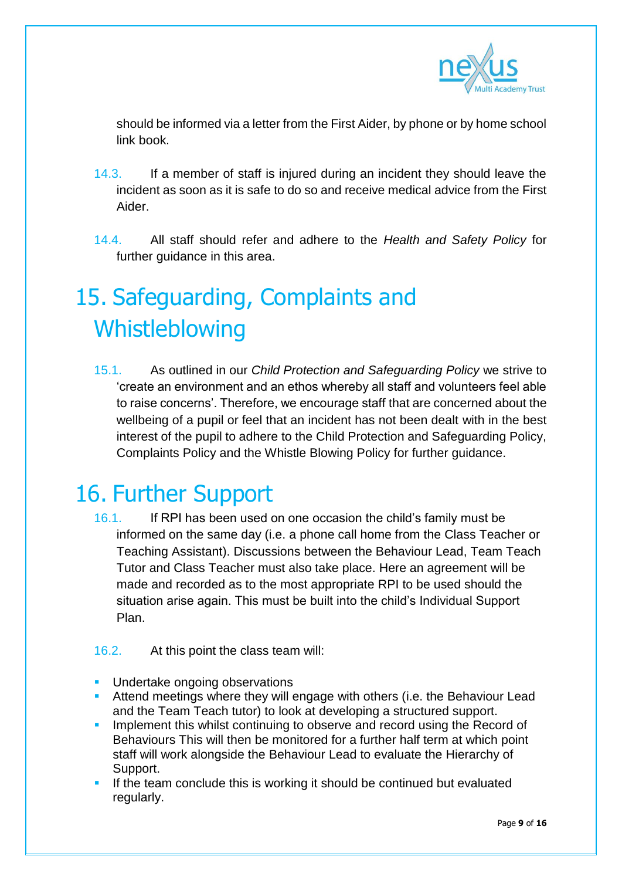should be informed via a letter from the First Aider, by phone or by home school link book.

14.3. If a member of staff is injured during an incident they should leave the incident as soon as it is safe to do so and receive medical advice from the First Aider.

14.4. All staff should refer and adhere to the *Health and Safety Policy* for further guidance in this area.

# 15. Safeguarding, Complaints and Whistleblowing

15.1. As outlined in our *Child Protection and Safeguarding Policy* we strive to 'create an environment and an ethos whereby all staff and volunteers feel able to raise concerns'. Therefore, we encourage staff that are concerned about the wellbeing of a pupil or feel that an incident has not been dealt with in the best interest of the pupil to adhere to the Child Protection and Safeguarding Policy, Complaints Policy and the Whistle Blowing Policy for further guidance.

# 16. Further Support

16.1. If RPI has been used on one occasion the child's family must be informed on the same day (i.e. a phone call home from the Class Teacher or Teaching Assistant). Discussions between the Behaviour Lead, Team Teach Tutor and Class Teacher must also take place. Here an agreement will be made and recorded as to the most appropriate RPI to be used should the situation arise again. This must be built into the child's Individual Support Plan.

16.2. At this point the class team will:

- Undertake ongoing observations
- Attend meetings where they will engage with others (i.e. the Behaviour Lead and the Team Teach tutor) to look at developing a structured support.
- Implement this whilst continuing to observe and record using the Record of Behaviours This will then be monitored for a further half term at which point staff will work alongside the Behaviour Lead to evaluate the Hierarchy of Support.
- If the team conclude this is working it should be continued but evaluated regularly.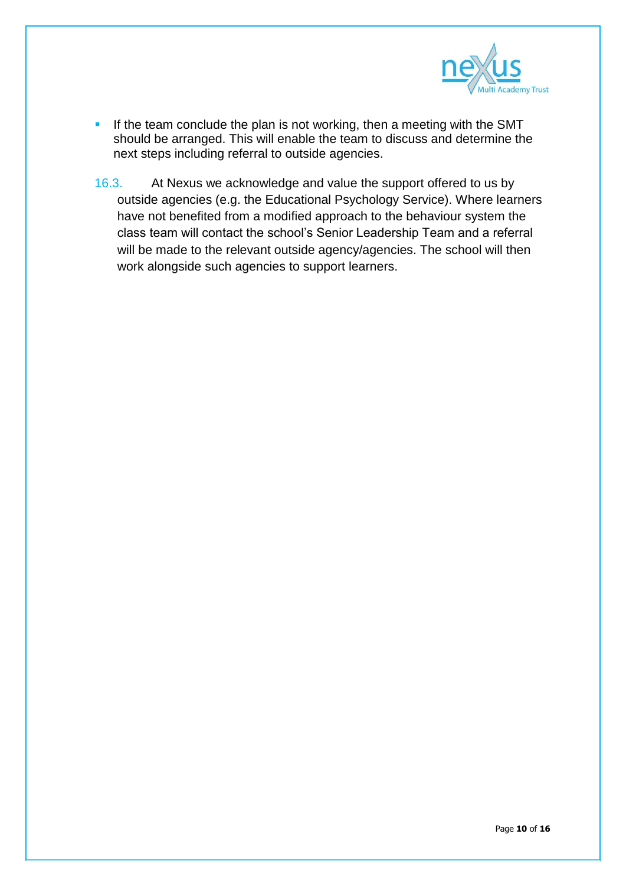- If the team conclude the plan is not working, then a meeting with the SMT should be arranged. This will enable the team to discuss and determine the next steps including referral to outside agencies.

16.3. At Nexus we acknowledge and value the support offered to us by outside agencies (e.g. the Educational Psychology Service). Where learners have not benefited from a modified approach to the behaviour system the class team will contact the school's Senior Leadership Team and a referral will be made to the relevant outside agency/agencies. The school will then work alongside such agencies to support learners.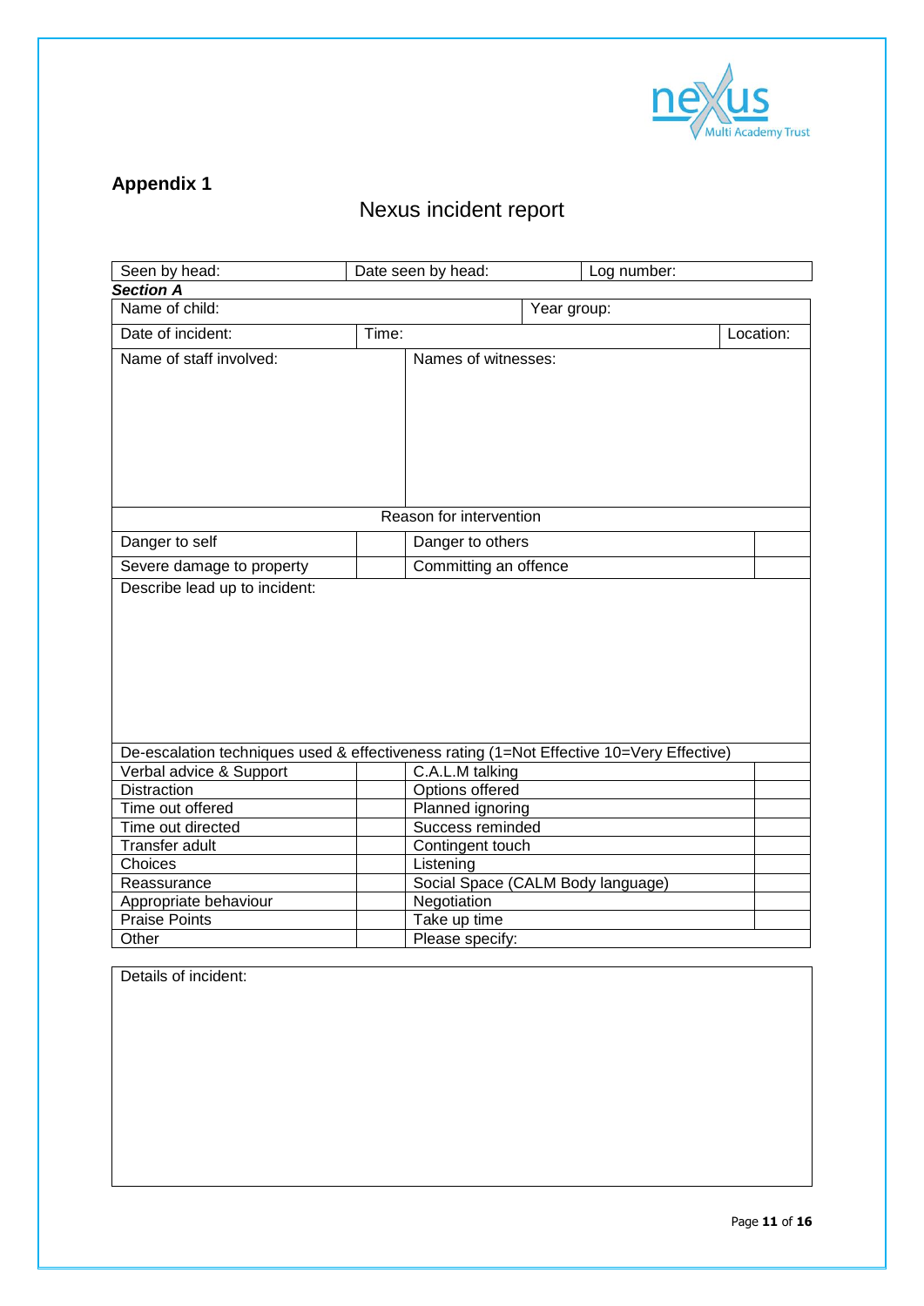## Appendix 1

# Nexus incident report

| Seen by head: | Date seen by head: | Log number: |
|---|---|---|

***Section A***

| Name of child: | | | Year group: | |
|---|---|---|---|---|
| Date of incident: | Time: | | | Location: |
| Name of staff involved: | | Names of witnesses: | | |

| Reason for intervention | | | |
|---|---|---|---|
| Danger to self | | Danger to others | |
| Severe damage to property | | Committing an offence | |

Describe lead up to incident:

| De-escalation techniques used & effectiveness rating (1=Not Effective 10=Very Effective) | | | |
|---|---|---|---|
| Verbal advice & Support | | C.A.L.M talking | |
| Distraction | | Options offered | |
| Time out offered | | Planned ignoring | |
| Time out directed | | Success reminded | |
| Transfer adult | | Contingent touch | |
| Choices | | Listening | |
| Reassurance | | Social Space (CALM Body language) | |
| Appropriate behaviour | | Negotiation | |
| Praise Points | | Take up time | |
| Other | | Please specify: | |

Details of incident: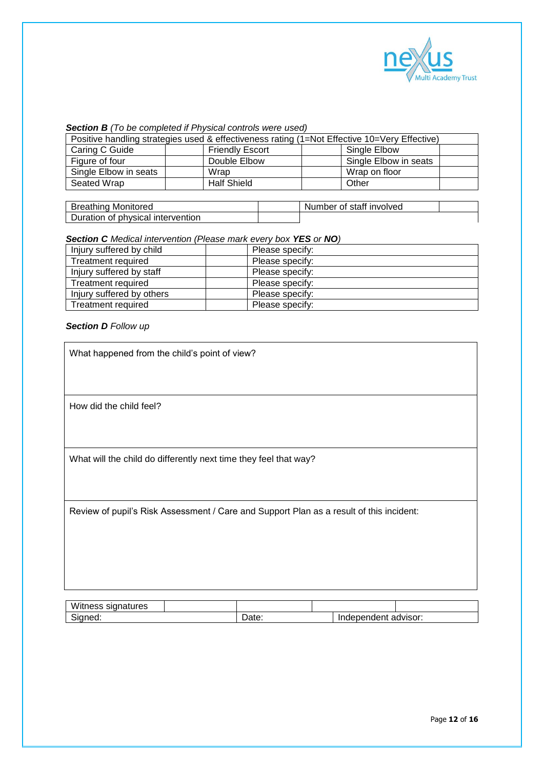***Section B*** *(To be completed if Physical controls were used)*

| Positive handling strategies used & effectiveness rating (1=Not Effective 10=Very Effective) | | | | | |
|---|---|---|---|---|---|
| Caring C Guide | | Friendly Escort | | Single Elbow | |
| Figure of four | | Double Elbow | | Single Elbow in seats | |
| Single Elbow in seats | | Wrap | | Wrap on floor | |
| Seated Wrap | | Half Shield | | Other | |

| | | | |
|---|---|---|---|
| Breathing Monitored | | Number of staff involved | |
| Duration of physical intervention | | | |

***Section C*** *Medical intervention (Please mark every box* ***YES*** *or* ***NO****)*

| | | |
|---|---|---|
| Injury suffered by child | | Please specify: |
| Treatment required | | Please specify: |
| Injury suffered by staff | | Please specify: |
| Treatment required | | Please specify: |
| Injury suffered by others | | Please specify: |
| Treatment required | | Please specify: |

***Section D*** *Follow up*

| |
|---|
| What happened from the child's point of view? |
| How did the child feel? |
| What will the child do differently next time they feel that way? |
| Review of pupil's Risk Assessment / Care and Support Plan as a result of this incident: |

| | | | | |
|---|---|---|---|---|
| Witness signatures | | | | |
| Signed: | | Date: | Independent advisor: | |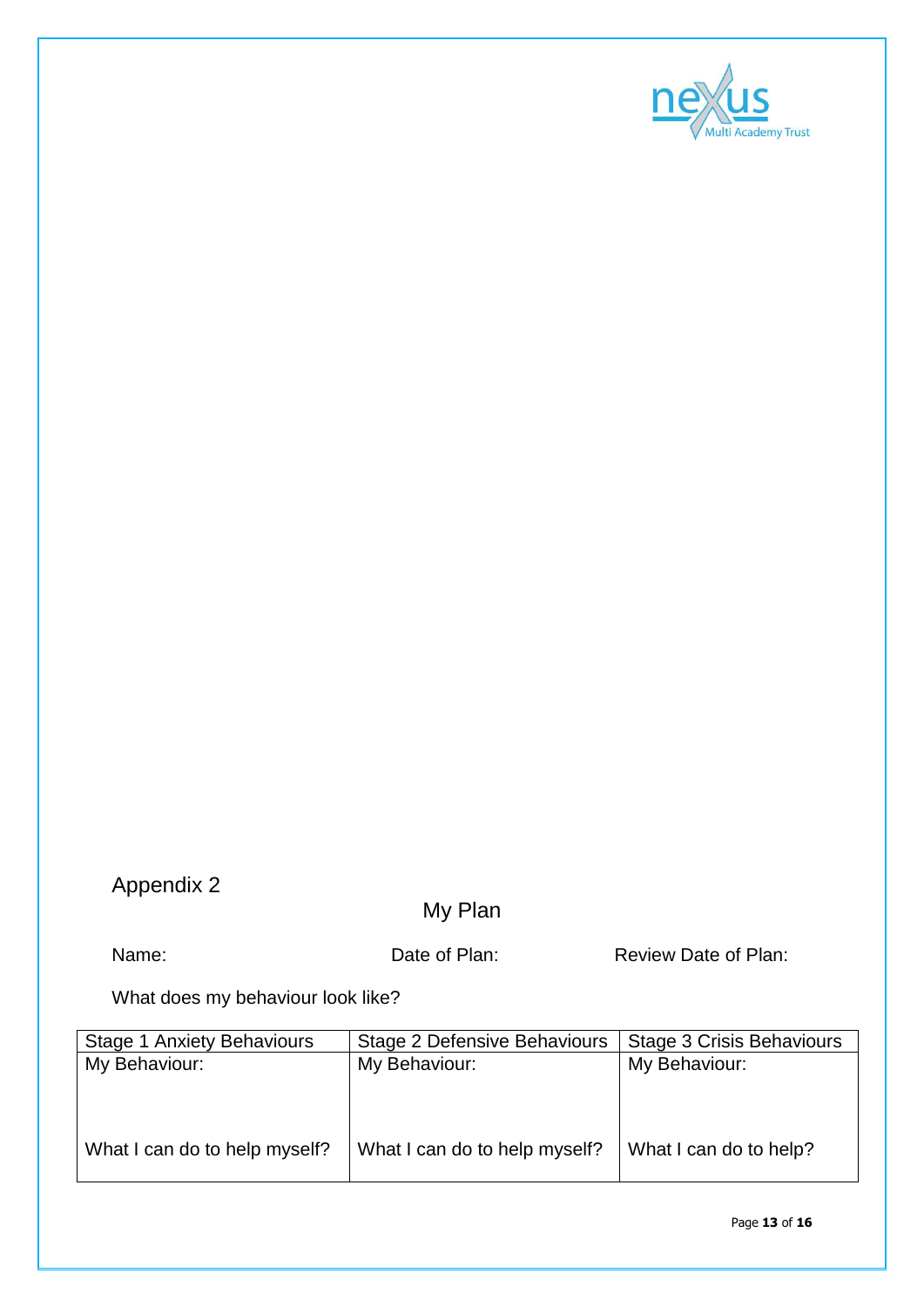Appendix 2

## My Plan

Name: Date of Plan: Review Date of Plan:

What does my behaviour look like?

| Stage 1 Anxiety Behaviours | Stage 2 Defensive Behaviours | Stage 3 Crisis Behaviours |
|---|---|---|
| My Behaviour:<br><br><br>What I can do to help myself? | My Behaviour:<br><br><br>What I can do to help myself? | My Behaviour:<br><br><br>What I can do to help? |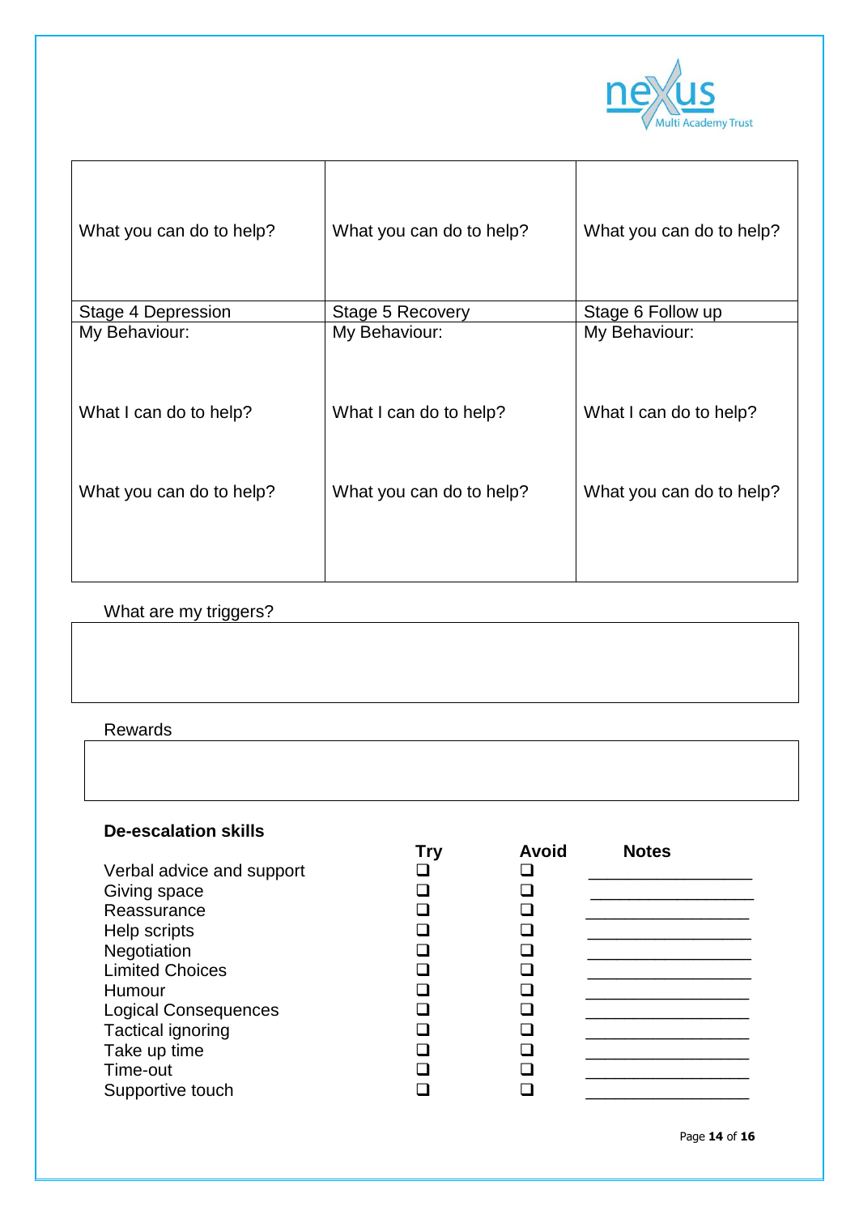| What you can do to help? | What you can do to help? | What you can do to help? |
| --- | --- | --- |
| Stage 4 Depression | Stage 5 Recovery | Stage 6 Follow up |
| My Behaviour:<br><br>What I can do to help?<br><br>What you can do to help? | My Behaviour:<br><br>What I can do to help?<br><br>What you can do to help? | My Behaviour:<br><br>What I can do to help?<br><br>What you can do to help? |

What are my triggers?

| |
| --- |
| |

Rewards

| |
| --- |
| |

**De-escalation skills**

| | Try | Avoid | Notes |
| --- | --- | --- | --- |
| Verbal advice and support | ❑ | ❑ | ________________ |
| Giving space | ❑ | ❑ | ________________ |
| Reassurance | ❑ | ❑ | ________________ |
| Help scripts | ❑ | ❑ | ________________ |
| Negotiation | ❑ | ❑ | ________________ |
| Limited Choices | ❑ | ❑ | ________________ |
| Humour | ❑ | ❑ | ________________ |
| Logical Consequences | ❑ | ❑ | ________________ |
| Tactical ignoring | ❑ | ❑ | ________________ |
| Take up time | ❑ | ❑ | ________________ |
| Time-out | ❑ | ❑ | ________________ |
| Supportive touch | ❑ | ❑ | ________________ |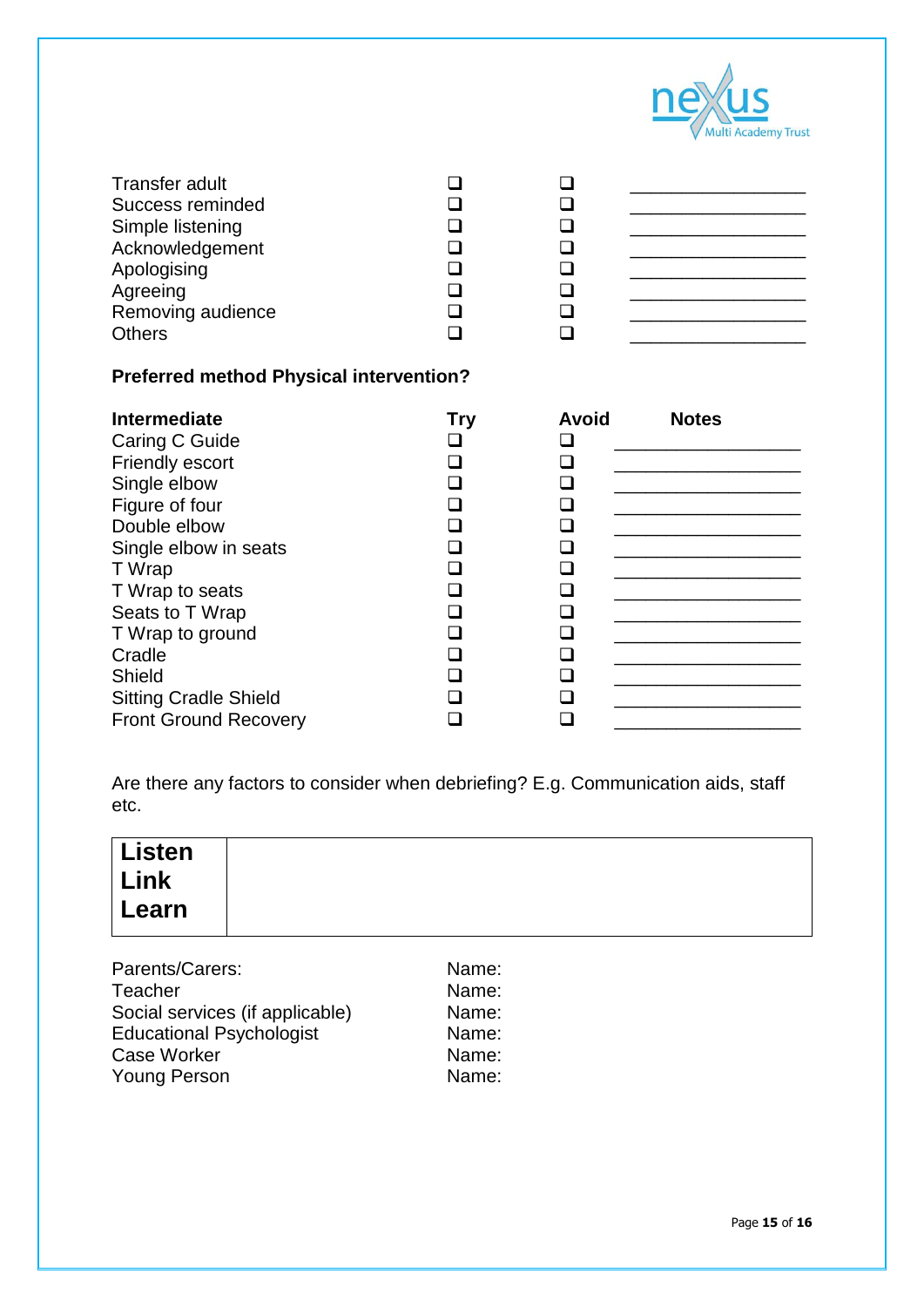| | | | |
|---|---|---|---|
| Transfer adult | ❑ | ❑ | ________________ |
| Success reminded | ❑ | ❑ | ________________ |
| Simple listening | ❑ | ❑ | ________________ |
| Acknowledgement | ❑ | ❑ | ________________ |
| Apologising | ❑ | ❑ | ________________ |
| Agreeing | ❑ | ❑ | ________________ |
| Removing audience | ❑ | ❑ | ________________ |
| Others | ❑ | ❑ | ________________ |

**Preferred method Physical intervention?**

| **Intermediate** | **Try** | **Avoid** | **Notes** |
|---|---|---|---|
| Caring C Guide | ❑ | ❑ | ________________ |
| Friendly escort | ❑ | ❑ | ________________ |
| Single elbow | ❑ | ❑ | ________________ |
| Figure of four | ❑ | ❑ | ________________ |
| Double elbow | ❑ | ❑ | ________________ |
| Single elbow in seats | ❑ | ❑ | ________________ |
| T Wrap | ❑ | ❑ | ________________ |
| T Wrap to seats | ❑ | ❑ | ________________ |
| Seats to T Wrap | ❑ | ❑ | ________________ |
| T Wrap to ground | ❑ | ❑ | ________________ |
| Cradle | ❑ | ❑ | ________________ |
| Shield | ❑ | ❑ | ________________ |
| Sitting Cradle Shield | ❑ | ❑ | ________________ |
| Front Ground Recovery | ❑ | ❑ | ________________ |

Are there any factors to consider when debriefing? E.g. Communication aids, staff etc.

| | |
|---|---|
| **Listen<br>Link<br>Learn** | |

| | |
|---|---|
| Parents/Carers: | Name: |
| Teacher | Name: |
| Social services (if applicable) | Name: |
| Educational Psychologist | Name: |
| Case Worker | Name: |
| Young Person | Name: |